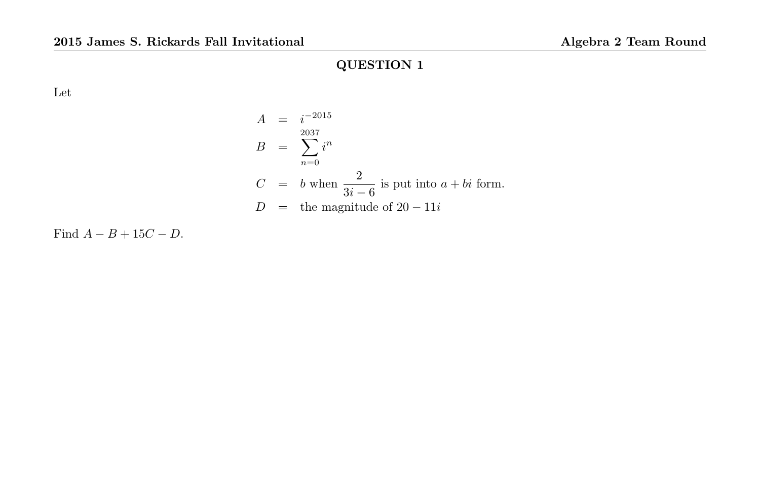## QUESTION 1

Let

$$\begin{aligned}
A &= i^{-2015} \\
B &= \sum_{n=0}^{2037} i^n \\
C &= b \text{ when } \frac{2}{3i-6} \text{ is put into } a+bi \text{ form.} \\
D &= \text{the magnitude of } 20-11i
\end{aligned}$$

Find $A - B + 15C - D$.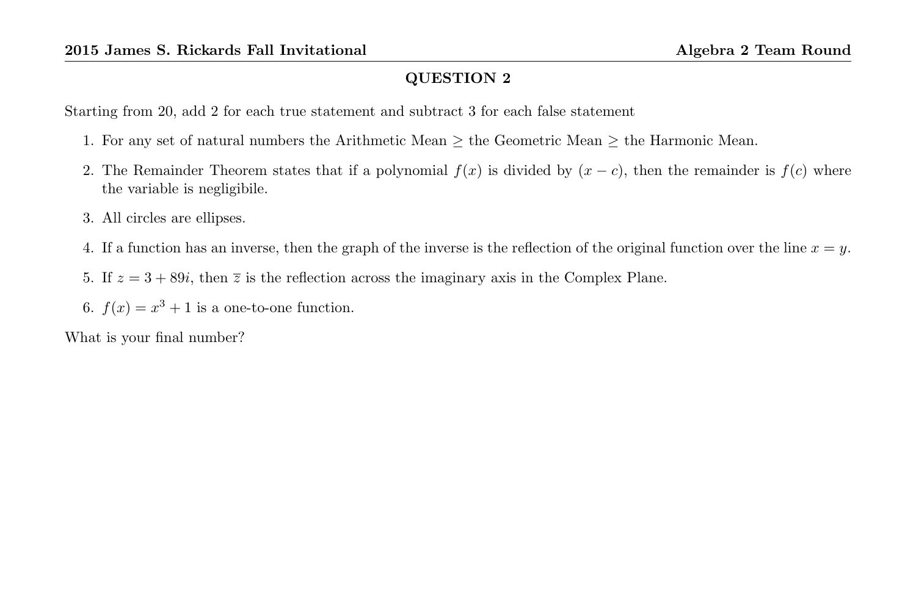## QUESTION 2

Starting from 20, add 2 for each true statement and subtract 3 for each false statement

1. For any set of natural numbers the Arithmetic Mean $\geq$ the Geometric Mean $\geq$ the Harmonic Mean.
2. The Remainder Theorem states that if a polynomial $f(x)$ is divided by $(x - c)$, then the remainder is $f(c)$ where the variable is negligibile.
3. All circles are ellipses.
4. If a function has an inverse, then the graph of the inverse is the reflection of the original function over the line $x = y$.
5. If $z = 3 + 89i$, then $\overline{z}$ is the reflection across the imaginary axis in the Complex Plane.
6. $f(x) = x^3 + 1$ is a one-to-one function.

What is your final number?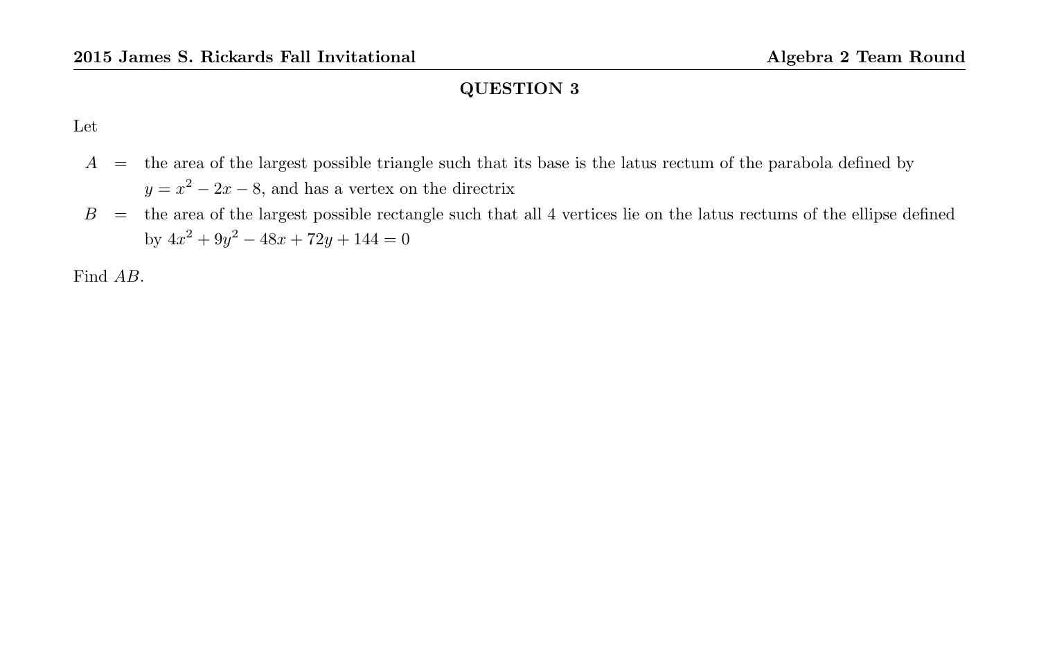## QUESTION 3

Let

$A$ = the area of the largest possible triangle such that its base is the latus rectum of the parabola defined by $y = x^2 - 2x - 8$, and has a vertex on the directrix

$B$ = the area of the largest possible rectangle such that all 4 vertices lie on the latus rectums of the ellipse defined by $4x^2 + 9y^2 - 48x + 72y + 144 = 0$

Find $AB$.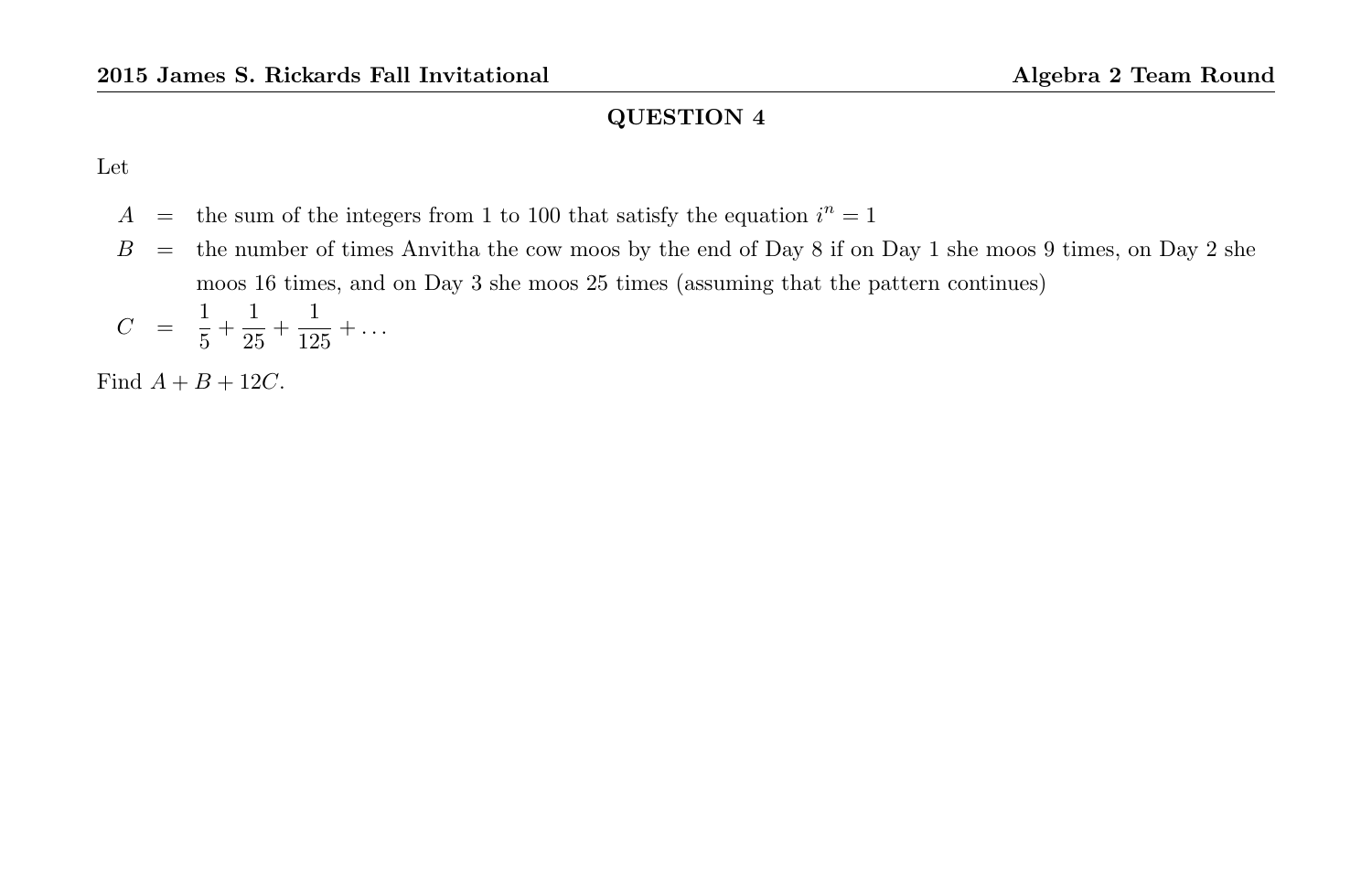## QUESTION 4

Let

$A$ = the sum of the integers from 1 to 100 that satisfy the equation $i^n = 1$

$B$ = the number of times Anvitha the cow moos by the end of Day 8 if on Day 1 she moos 9 times, on Day 2 she moos 16 times, and on Day 3 she moos 25 times (assuming that the pattern continues)

$C$ = $\frac{1}{5} + \frac{1}{25} + \frac{1}{125} + \ldots$

Find $A + B + 12C$.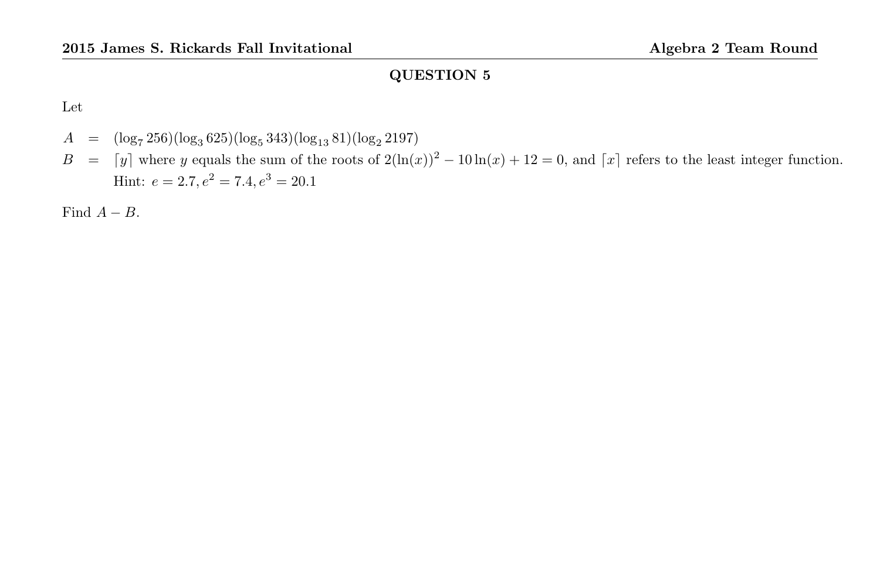## QUESTION 5

Let

$$
\begin{aligned}
A &= (\log_7 256)(\log_3 625)(\log_5 343)(\log_{13} 81)(\log_2 2197) \\
B &= \lceil y \rceil \text{ where } y \text{ equals the sum of the roots of } 2(\ln(x))^2 - 10\ln(x) + 12 = 0\text{, and } \lceil x \rceil \text{ refers to the least integer function.} \\
&\phantom{=} \text{Hint: } e = 2.7, e^2 = 7.4, e^3 = 20.1
\end{aligned}
$$

Find $A - B$.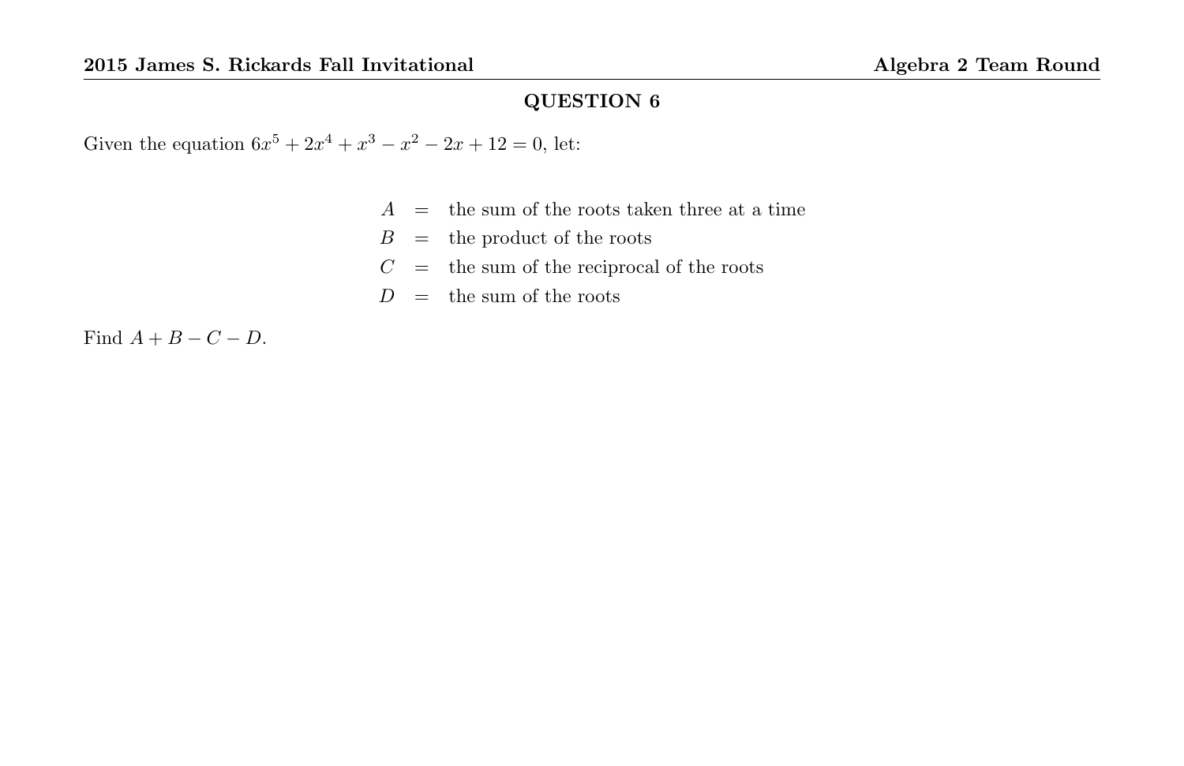## QUESTION 6

Given the equation $6x^5 + 2x^4 + x^3 - x^2 - 2x + 12 = 0$, let:

$$
\begin{aligned}
A &= \text{the sum of the roots taken three at a time} \\
B &= \text{the product of the roots} \\
C &= \text{the sum of the reciprocal of the roots} \\
D &= \text{the sum of the roots}
\end{aligned}
$$

Find $A + B - C - D$.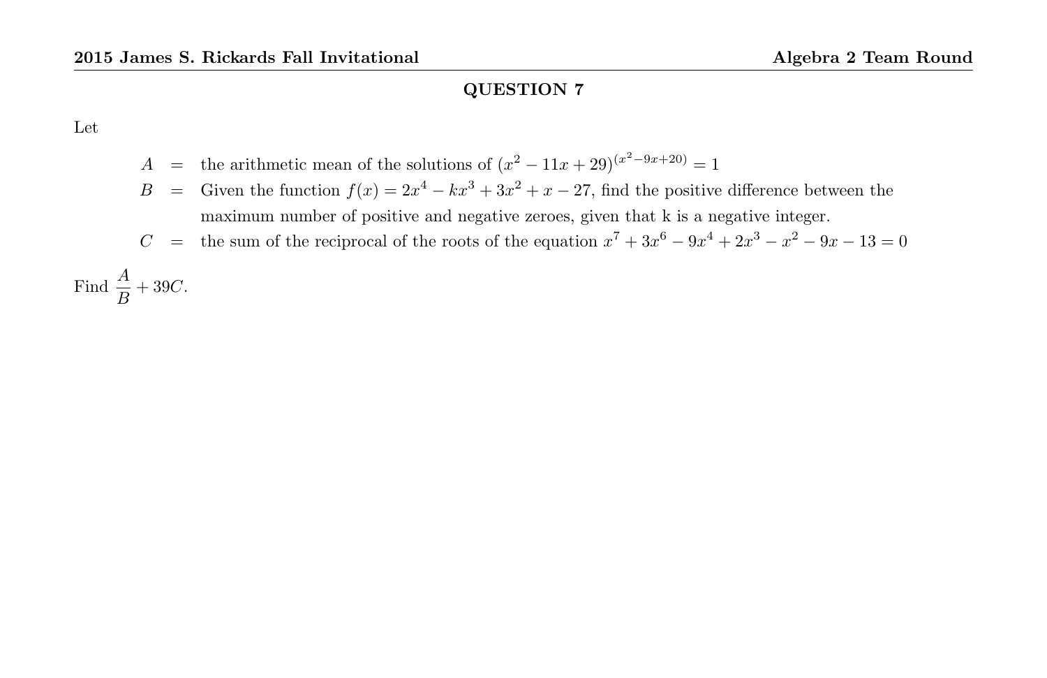## QUESTION 7

Let

$A$ = the arithmetic mean of the solutions of $(x^2 - 11x + 29)^{(x^2-9x+20)} = 1$

$B$ = Given the function $f(x) = 2x^4 - kx^3 + 3x^2 + x - 27$, find the positive difference between the maximum number of positive and negative zeroes, given that k is a negative integer.

$C$ = the sum of the reciprocal of the roots of the equation $x^7 + 3x^6 - 9x^4 + 2x^3 - x^2 - 9x - 13 = 0$

Find $\dfrac{A}{B} + 39C$.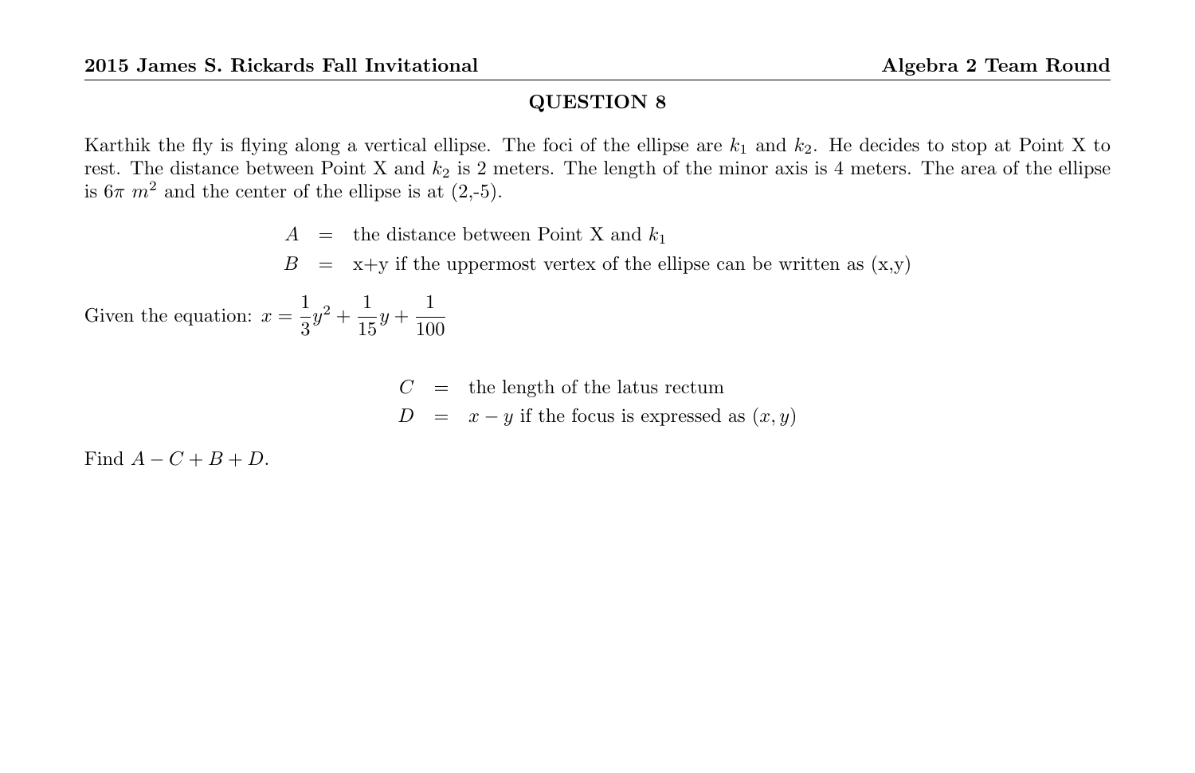## QUESTION 8

Karthik the fly is flying along a vertical ellipse. The foci of the ellipse are $k_1$ and $k_2$. He decides to stop at Point X to rest. The distance between Point X and $k_2$ is 2 meters. The length of the minor axis is 4 meters. The area of the ellipse is $6\pi\ m^2$ and the center of the ellipse is at (2,-5).

$$A = \text{the distance between Point X and } k_1$$

$$B = \text{x+y if the uppermost vertex of the ellipse can be written as (x,y)}$$

Given the equation: $x = \frac{1}{3}y^2 + \frac{1}{15}y + \frac{1}{100}$

$$C = \text{the length of the latus rectum}$$

$$D = x - y \text{ if the focus is expressed as } (x, y)$$

Find $A - C + B + D$.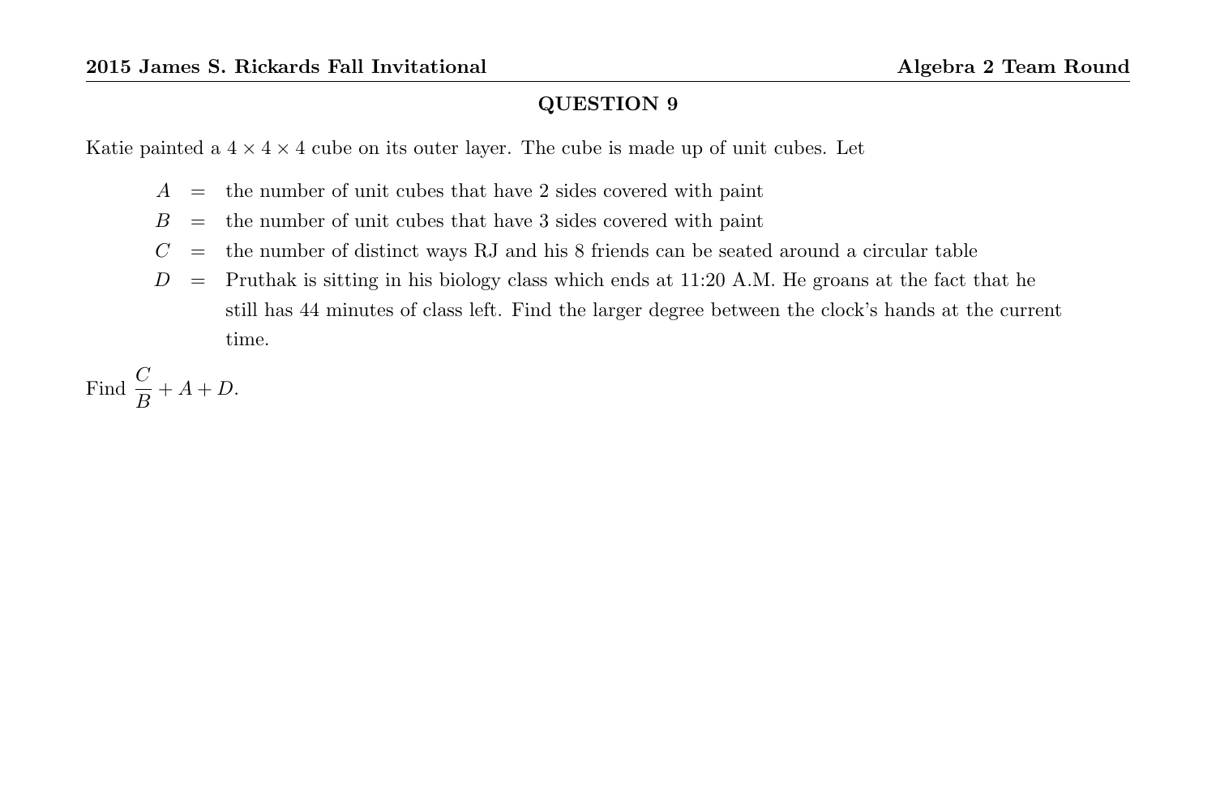## QUESTION 9

Katie painted a $4 \times 4 \times 4$ cube on its outer layer. The cube is made up of unit cubes. Let

$A$ = the number of unit cubes that have 2 sides covered with paint

$B$ = the number of unit cubes that have 3 sides covered with paint

$C$ = the number of distinct ways RJ and his 8 friends can be seated around a circular table

$D$ = Pruthak is sitting in his biology class which ends at 11:20 A.M. He groans at the fact that he still has 44 minutes of class left. Find the larger degree between the clock's hands at the current time.

Find $\dfrac{C}{B} + A + D$.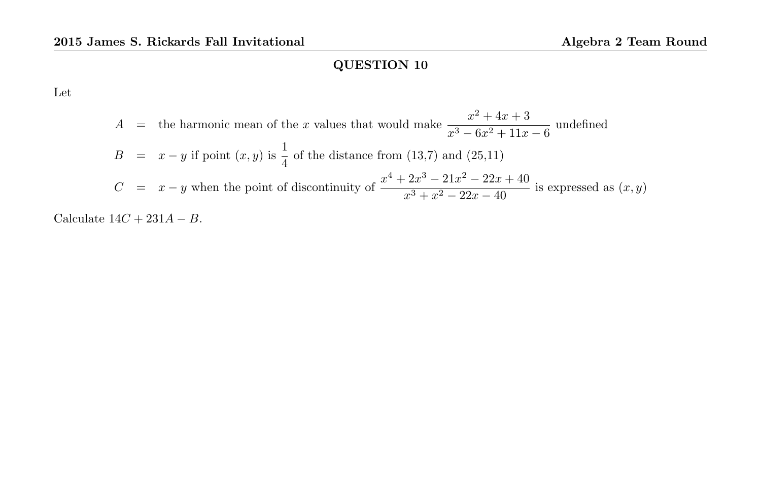## QUESTION 10

Let

$$A = \text{the harmonic mean of the } x \text{ values that would make } \frac{x^2+4x+3}{x^3-6x^2+11x-6} \text{ undefined}$$

$$B = x - y \text{ if point } (x,y) \text{ is } \frac{1}{4} \text{ of the distance from (13,7) and (25,11)}$$

$$C = x - y \text{ when the point of discontinuity of } \frac{x^4+2x^3-21x^2-22x+40}{x^3+x^2-22x-40} \text{ is expressed as } (x,y)$$

Calculate $14C + 231A - B$.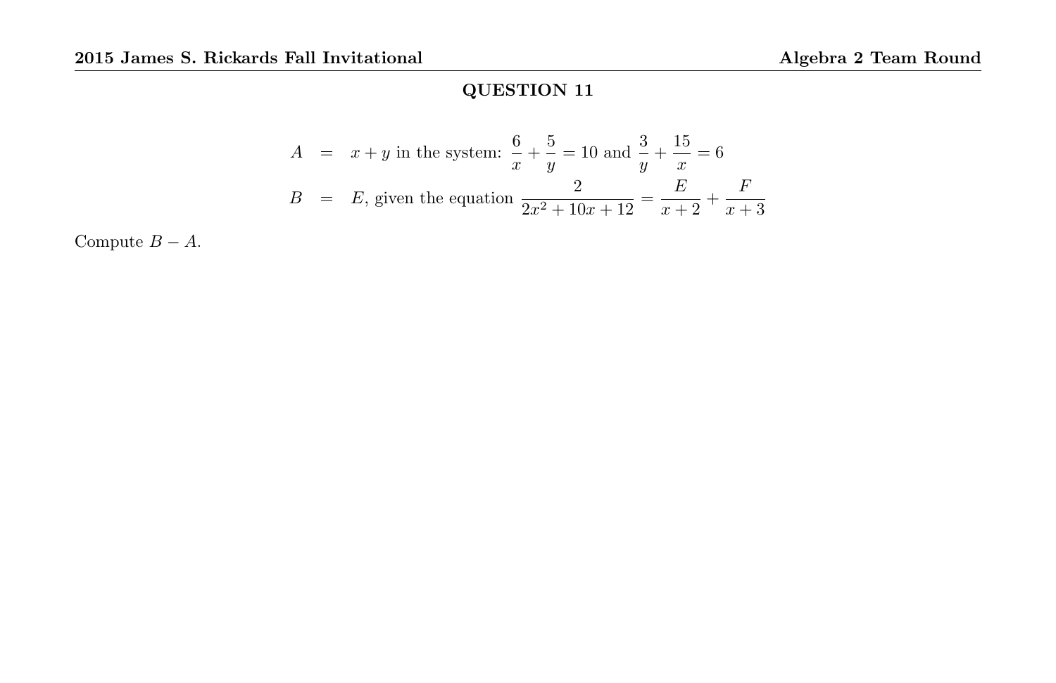## QUESTION 11

$$
\begin{aligned}
A &= x + y \text{ in the system: } \frac{6}{x} + \frac{5}{y} = 10 \text{ and } \frac{3}{y} + \frac{15}{x} = 6 \\
B &= E\text{, given the equation } \frac{2}{2x^2 + 10x + 12} = \frac{E}{x+2} + \frac{F}{x+3}
\end{aligned}
$$

Compute $B - A$.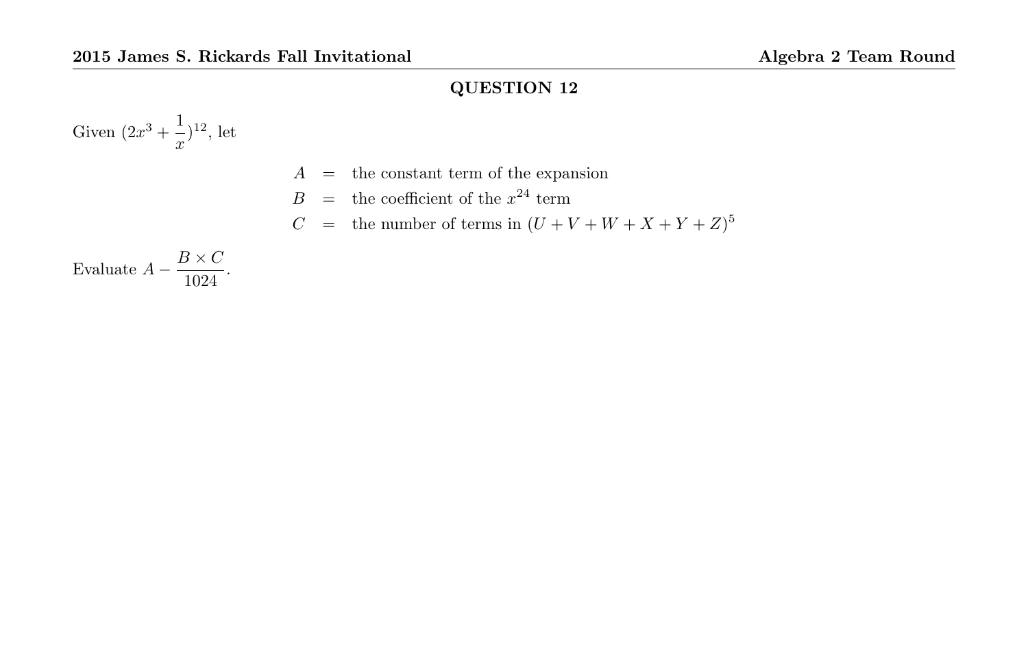## QUESTION 12

Given $(2x^3 + \frac{1}{x})^{12}$, let

$$
\begin{aligned}
A &= \text{the constant term of the expansion} \\
B &= \text{the coefficient of the } x^{24} \text{ term} \\
C &= \text{the number of terms in } (U + V + W + X + Y + Z)^5
\end{aligned}
$$

Evaluate $A - \frac{B \times C}{1024}$.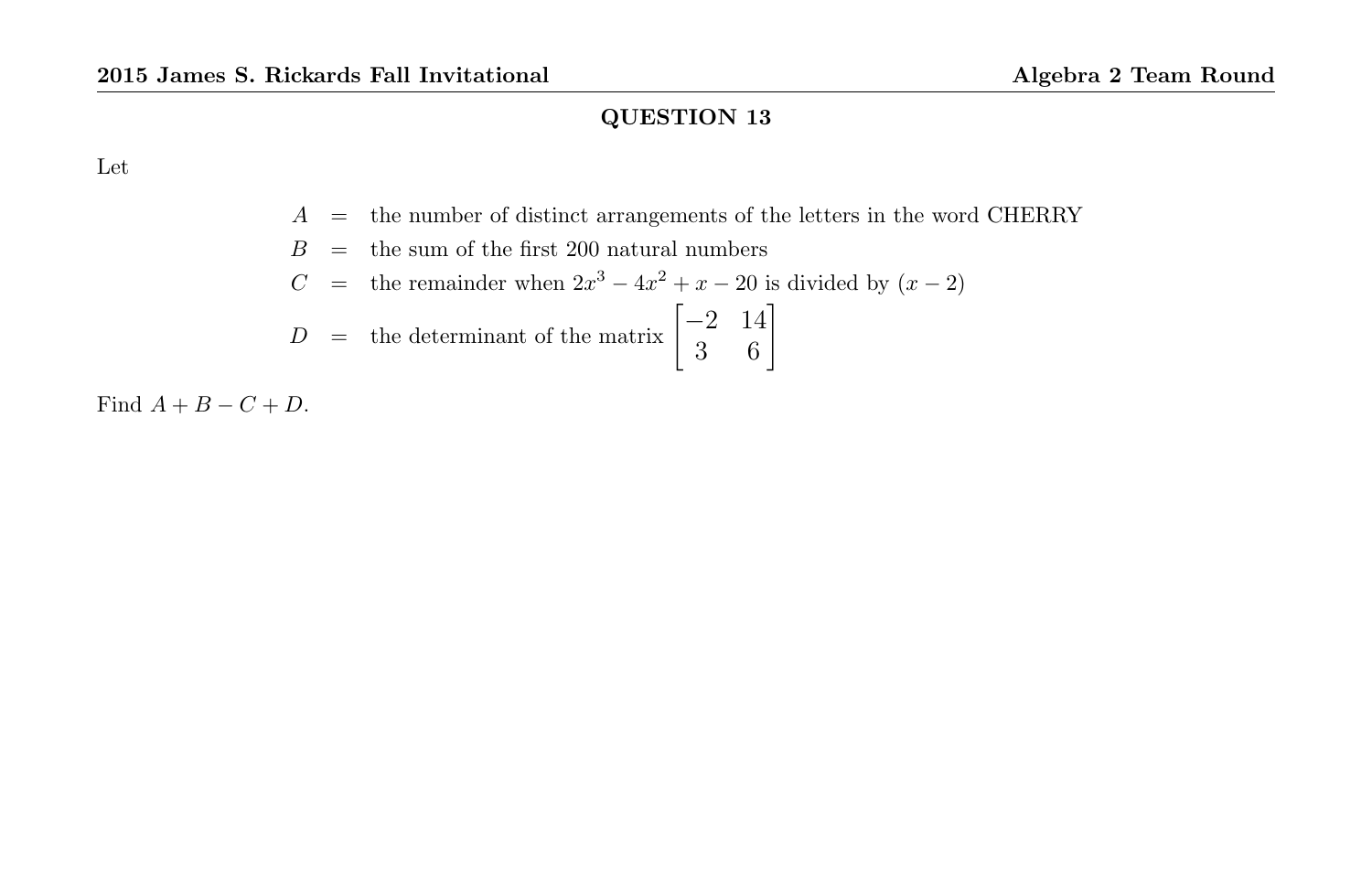## QUESTION 13

Let

$$
\begin{aligned}
A &= \text{the number of distinct arrangements of the letters in the word CHERRY} \\
B &= \text{the sum of the first 200 natural numbers} \\
C &= \text{the remainder when } 2x^3 - 4x^2 + x - 20 \text{ is divided by } (x-2) \\
D &= \text{the determinant of the matrix } \begin{bmatrix} -2 & 14 \\ 3 & 6 \end{bmatrix}
\end{aligned}
$$

Find $A + B - C + D$.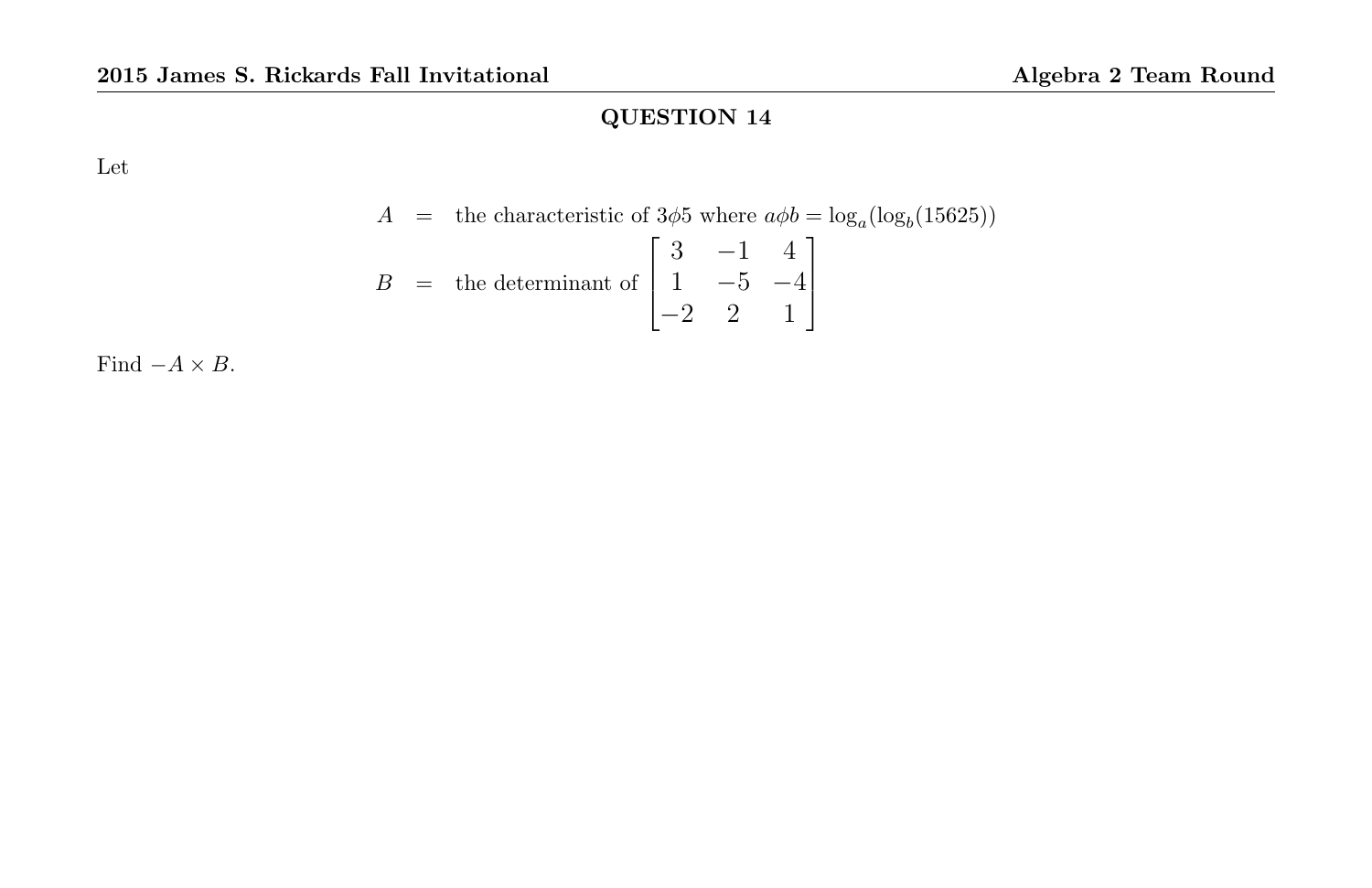## QUESTION 14

Let

$$A = \text{the characteristic of } 3\phi 5 \text{ where } a\phi b = \log_a(\log_b(15625))$$

$$B = \text{the determinant of } \begin{bmatrix} 3 & -1 & 4 \\ 1 & -5 & -4 \\ -2 & 2 & 1 \end{bmatrix}$$

Find $-A \times B$.